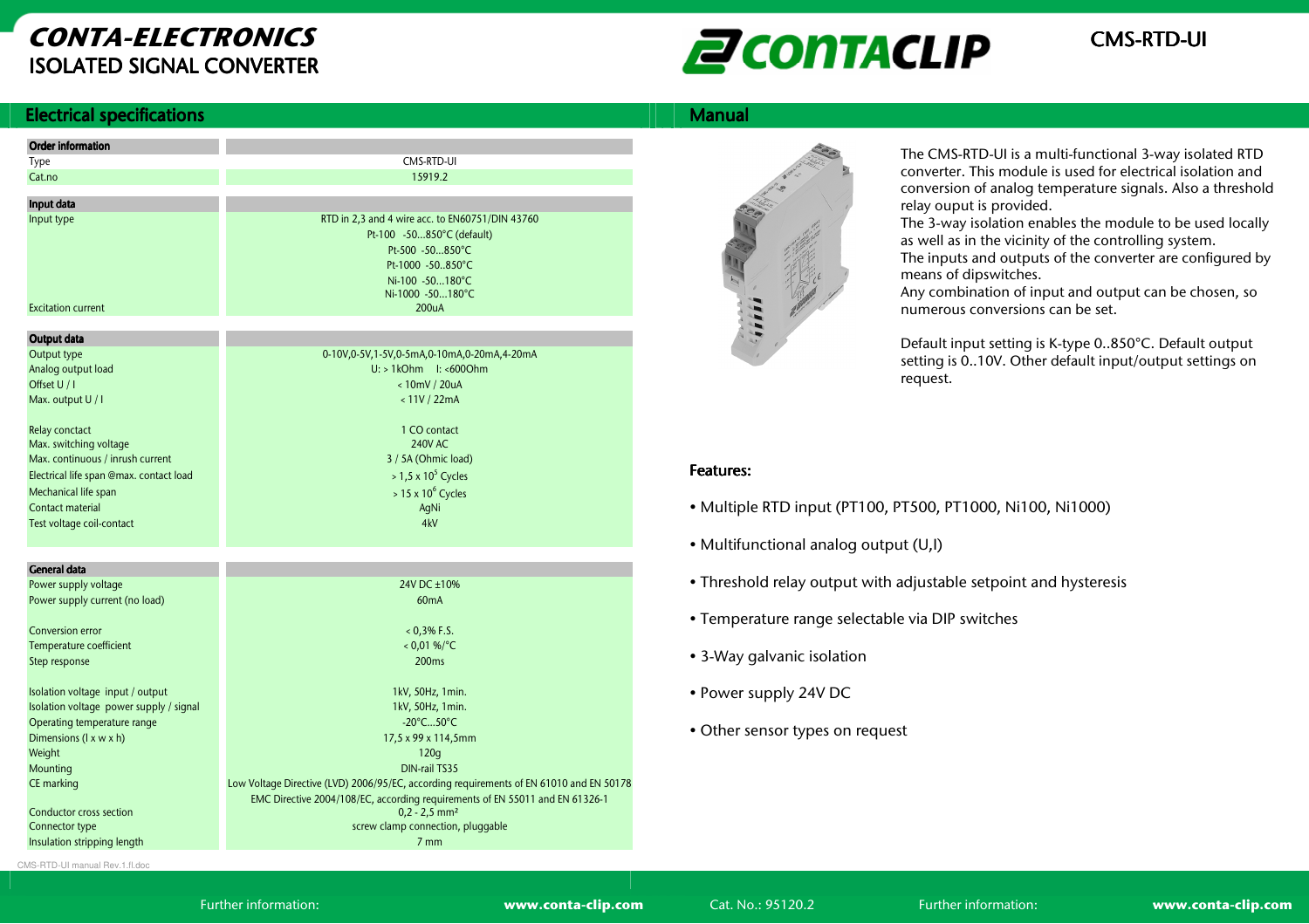# CONTA-ELECTRONICS
## ISOLATED SIGNAL CONVERTER

CONTACLIP

CMS-RTD-UI

## Electrical specifications

| Order information | |
|---|---|
| Type | CMS-RTD-UI |
| Cat.no | 15919.2 |
| **Input data** | |
| Input type | RTD in 2,3 and 4 wire acc. to EN60751/DIN 43760 |
| | Pt-100 -50...850°C (default) |
| | Pt-500 -50...850°C |
| | Pt-1000 -50..850°C |
| | Ni-100 -50...180°C |
| | Ni-1000 -50...180°C |
| Excitation current | 200uA |
| **Output data** | |
| Output type | 0-10V,0-5V,1-5V,0-5mA,0-10mA,0-20mA,4-20mA |
| Analog output load | U: > 1kOhm I: <600Ohm |
| Offset U / I | < 10mV / 20uA |
| Max. output U / I | < 11V / 22mA |
| Relay conctact | 1 CO contact |
| Max. switching voltage | 240V AC |
| Max. continuous / inrush current | 3 / 5A (Ohmic load) |
| Electrical life span @max. contact load | > 1,5 x $10^5$ Cycles |
| Mechanical life span | > 15 x $10^6$ Cycles |
| Contact material | AgNi |
| Test voltage coil-contact | 4kV |
| **General data** | |
| Power supply voltage | 24V DC ±10% |
| Power supply current (no load) | 60mA |
| Conversion error | < 0,3% F.S. |
| Temperature coefficient | < 0,01 %/°C |
| Step response | 200ms |
| Isolation voltage input / output | 1kV, 50Hz, 1min. |
| Isolation voltage power supply / signal | 1kV, 50Hz, 1min. |
| Operating temperature range | -20°C...50°C |
| Dimensions (l x w x h) | 17,5 x 99 x 114,5mm |
| Weight | 120g |
| Mounting | DIN-rail TS35 |
| CE marking | Low Voltage Directive (LVD) 2006/95/EC, according requirements of EN 61010 and EN 50178 |
| | EMC Directive 2004/108/EC, according requirements of EN 55011 and EN 61326-1 |
| Conductor cross section | 0,2 - 2,5 mm² |
| Connector type | screw clamp connection, pluggable |
| Insulation stripping length | 7 mm |

## Manual

The CMS-RTD-UI is a multi-functional 3-way isolated RTD converter. This module is used for electrical isolation and conversion of analog temperature signals. Also a threshold relay ouput is provided.
The 3-way isolation enables the module to be used locally as well as in the vicinity of the controlling system.
The inputs and outputs of the converter are configured by means of dipswitches.
Any combination of input and output can be chosen, so numerous conversions can be set.

Default input setting is K-type 0..850°C. Default output setting is 0..10V. Other default input/output settings on request.

### Features:

- Multiple RTD input (PT100, PT500, PT1000, Ni100, Ni1000)
- Multifunctional analog output (U,I)
- Threshold relay output with adjustable setpoint and hysteresis
- Temperature range selectable via DIP switches
- 3-Way galvanic isolation
- Power supply 24V DC
- Other sensor types on request

CMS-RTD-UI manual Rev.1.fl.doc

Further information: www.conta-clip.com Cat. No.: 95120.2 Further information: www.conta-clip.com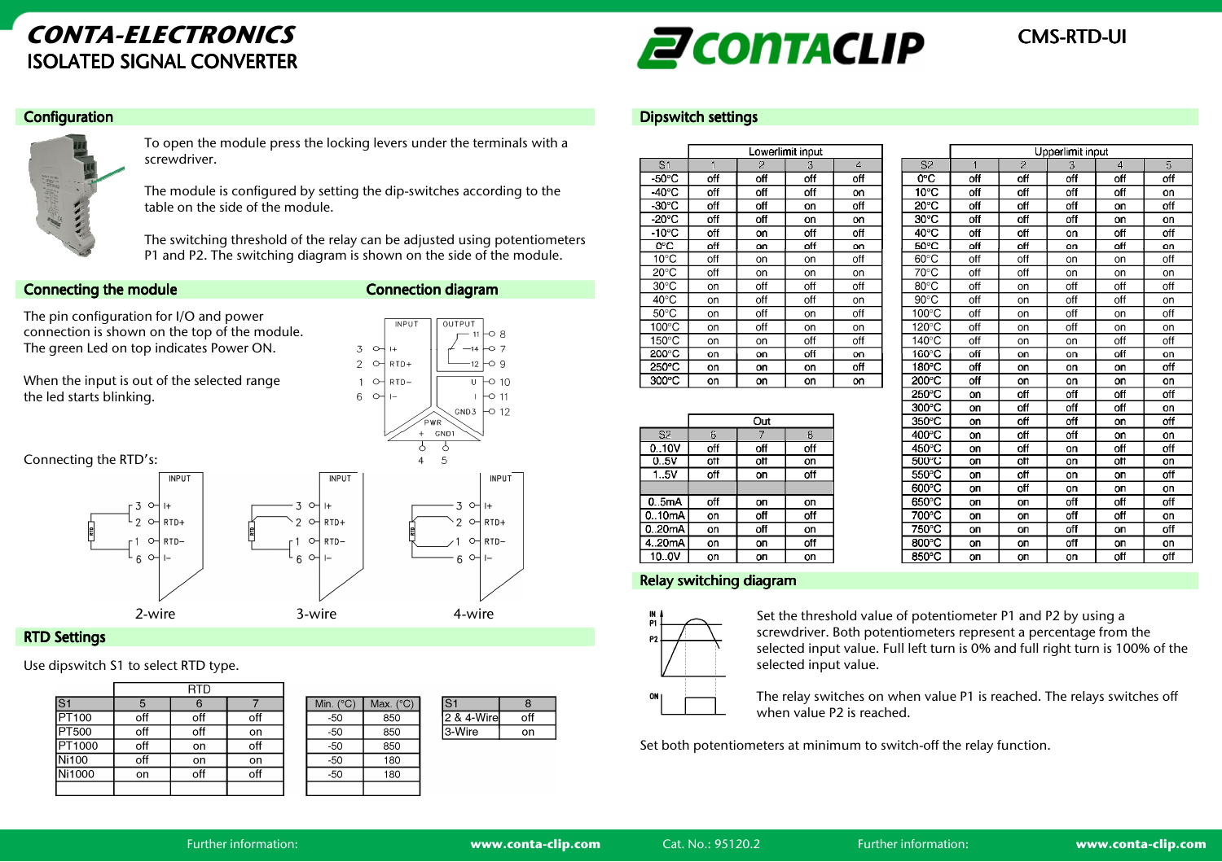# CONTA-ELECTRONICS
## ISOLATED SIGNAL CONVERTER

CMS-RTD-UI

## Configuration

To open the module press the locking levers under the terminals with a screwdriver.

The module is configured by setting the dip-switches according to the table on the side of the module.

The switching threshold of the relay can be adjusted using potentiometers P1 and P2. The switching diagram is shown on the side of the module.

## Connecting the module

The pin configuration for I/O and power connection is shown on the top of the module. The green Led on top indicates Power ON.

When the input is out of the selected range the led starts blinking.

## Connection diagram

INPUT
3 I+
2 RTD+
1 RTD−
6 I−

OUTPUT
11 8
14 7
12 9
U 10
I 11
GND3 12

PWR
+ GND1
4 5

Connecting the RTD's:

INPUT
3 I+
2 RTD+
1 RTD−
6 I−

2-wire

3-wire

4-wire

## RTD Settings

Use dipswitch S1 to select RTD type.

| S1 | RTD 5 | 6 | 7 |
|---|---|---|---|
| PT100 | off | off | off |
| PT500 | off | off | on |
| PT1000 | off | on | off |
| Ni100 | off | on | on |
| Ni1000 | on | off | off |
| | | | |

| Min. (°C) | Max. (°C) |
|---|---|
| -50 | 850 |
| -50 | 850 |
| -50 | 850 |
| -50 | 180 |
| -50 | 180 |
| | |

| S1 | 8 |
|---|---|
| 2 & 4-Wire | off |
| 3-Wire | on |

## Dipswitch settings

| S1 | Lowerlimit input 1 | 2 | 3 | 4 |
|---|---|---|---|---|
| -50°C | off | off | off | off |
| -40°C | off | off | off | on |
| -30°C | off | off | on | off |
| -20°C | off | off | on | on |
| -10°C | off | on | off | off |
| 0°C | off | on | off | on |
| 10°C | off | on | on | off |
| 20°C | off | on | on | on |
| 30°C | on | off | off | off |
| 40°C | on | off | off | on |
| 50°C | on | off | on | off |
| 100°C | on | off | on | on |
| 150°C | on | on | off | off |
| 200°C | on | on | off | on |
| 250°C | on | on | on | off |
| 300°C | on | on | on | on |

| S2 | Upperlimit input 1 | 2 | 3 | 4 | 5 |
|---|---|---|---|---|---|
| 0°C | off | off | off | off | off |
| 10°C | off | off | off | off | on |
| 20°C | off | off | off | on | off |
| 30°C | off | off | off | on | on |
| 40°C | off | off | on | off | off |
| 50°C | off | off | on | off | on |
| 60°C | off | off | on | on | off |
| 70°C | off | off | on | on | on |
| 80°C | off | on | off | off | off |
| 90°C | off | on | off | off | on |
| 100°C | off | on | off | on | off |
| 120°C | off | on | off | on | on |
| 140°C | off | on | on | off | off |
| 160°C | off | on | on | off | on |
| 180°C | off | on | on | on | off |
| 200°C | off | on | on | on | on |
| 250°C | on | off | off | off | off |
| 300°C | on | off | off | off | on |
| 350°C | on | off | off | on | off |
| 400°C | on | off | off | on | on |
| 450°C | on | off | on | off | off |
| 500°C | on | off | on | off | on |
| 550°C | on | off | on | on | off |
| 600°C | on | off | on | on | on |
| 650°C | on | on | off | off | off |
| 700°C | on | on | off | off | on |
| 750°C | on | on | off | on | off |
| 800°C | on | on | off | on | on |
| 850°C | on | on | on | off | off |

| S2 | Out 6 | 7 | 8 |
|---|---|---|---|
| 0..10V | off | off | off |
| 0..5V | off | off | on |
| 1..5V | off | on | off |
| | | | |
| 0..5mA | off | on | on |
| 0..10mA | on | off | off |
| 0..20mA | on | off | on |
| 4..20mA | on | on | off |
| 10..0V | on | on | on |

## Relay switching diagram

IN
P1
P2
ON

Set the threshold value of potentiometer P1 and P2 by using a screwdriver. Both potentiometers represent a percentage from the selected input value. Full left turn is 0% and full right turn is 100% of the selected input value.

The relay switches on when value P1 is reached. The relays switches off when value P2 is reached.

Set both potentiometers at minimum to switch-off the relay function.

Further information: www.conta-clip.com Cat. No.: 95120.2 Further information: www.conta-clip.com